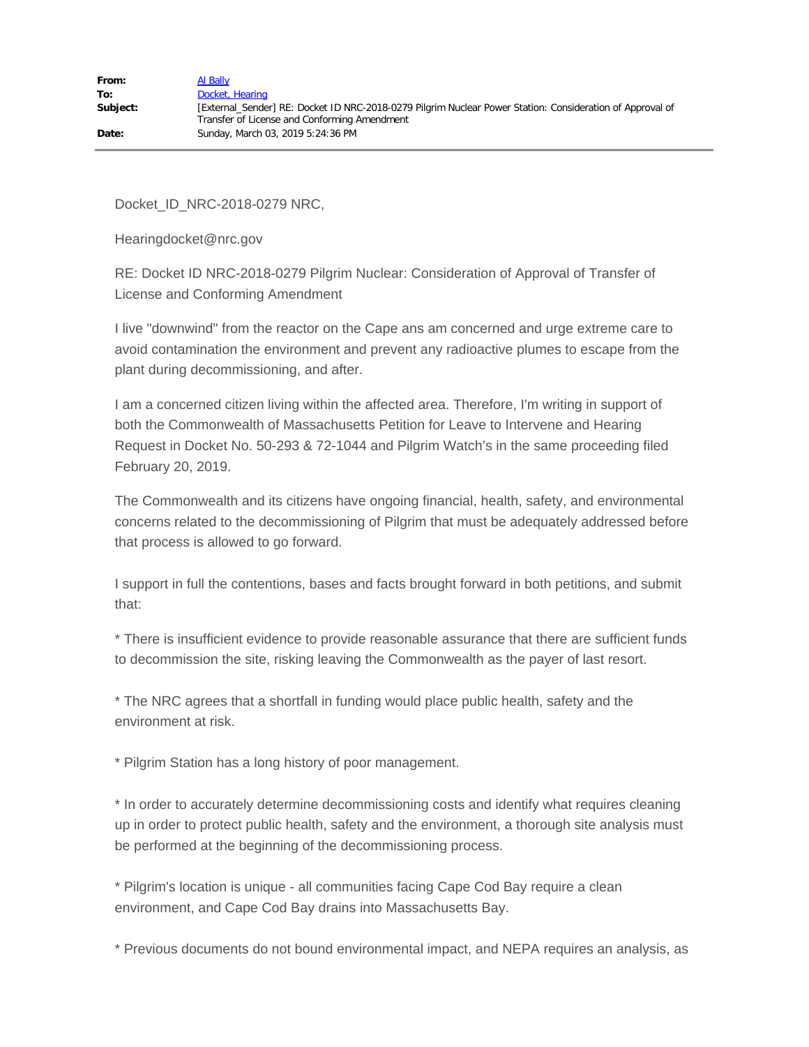| | |
|---|---|
| **From:** | Al Bally |
| **To:** | Docket, Hearing |
| **Subject:** | [External_Sender] RE: Docket ID NRC-2018-0279 Pilgrim Nuclear Power Station: Consideration of Approval of Transfer of License and Conforming Amendment |
| **Date:** | Sunday, March 03, 2019 5:24:36 PM |

Docket_ID_NRC-2018-0279 NRC,

Hearingdocket@nrc.gov

RE: Docket ID NRC-2018-0279 Pilgrim Nuclear: Consideration of Approval of Transfer of License and Conforming Amendment

I live "downwind" from the reactor on the Cape ans am concerned and urge extreme care to avoid contamination the environment and prevent any radioactive plumes to escape from the plant during decommissioning, and after.

I am a concerned citizen living within the affected area. Therefore, I'm writing in support of both the Commonwealth of Massachusetts Petition for Leave to Intervene and Hearing Request in Docket No. 50-293 & 72-1044 and Pilgrim Watch's in the same proceeding filed February 20, 2019.

The Commonwealth and its citizens have ongoing financial, health, safety, and environmental concerns related to the decommissioning of Pilgrim that must be adequately addressed before that process is allowed to go forward.

I support in full the contentions, bases and facts brought forward in both petitions, and submit that:

* There is insufficient evidence to provide reasonable assurance that there are sufficient funds to decommission the site, risking leaving the Commonwealth as the payer of last resort.

* The NRC agrees that a shortfall in funding would place public health, safety and the environment at risk.

* Pilgrim Station has a long history of poor management.

* In order to accurately determine decommissioning costs and identify what requires cleaning up in order to protect public health, safety and the environment, a thorough site analysis must be performed at the beginning of the decommissioning process.

* Pilgrim's location is unique - all communities facing Cape Cod Bay require a clean environment, and Cape Cod Bay drains into Massachusetts Bay.

* Previous documents do not bound environmental impact, and NEPA requires an analysis, as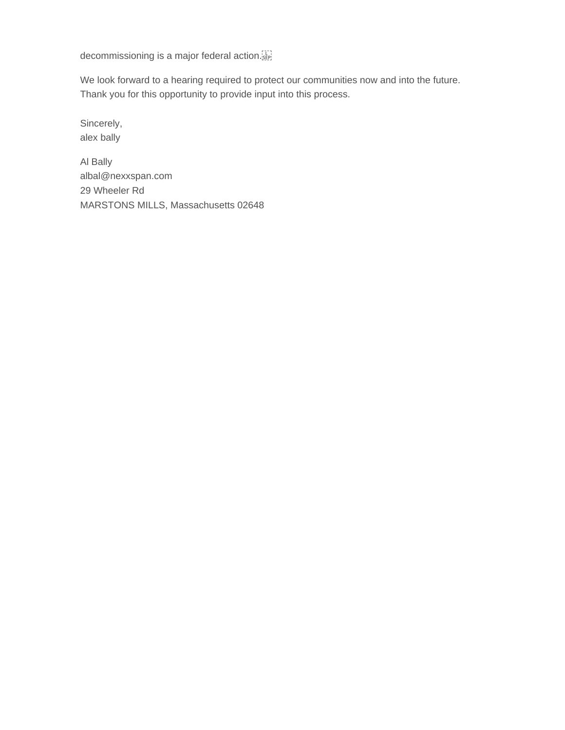decommissioning is a major federal action.

We look forward to a hearing required to protect our communities now and into the future. Thank you for this opportunity to provide input into this process.

Sincerely,
alex bally

Al Bally
albal@nexxspan.com
29 Wheeler Rd
MARSTONS MILLS, Massachusetts 02648